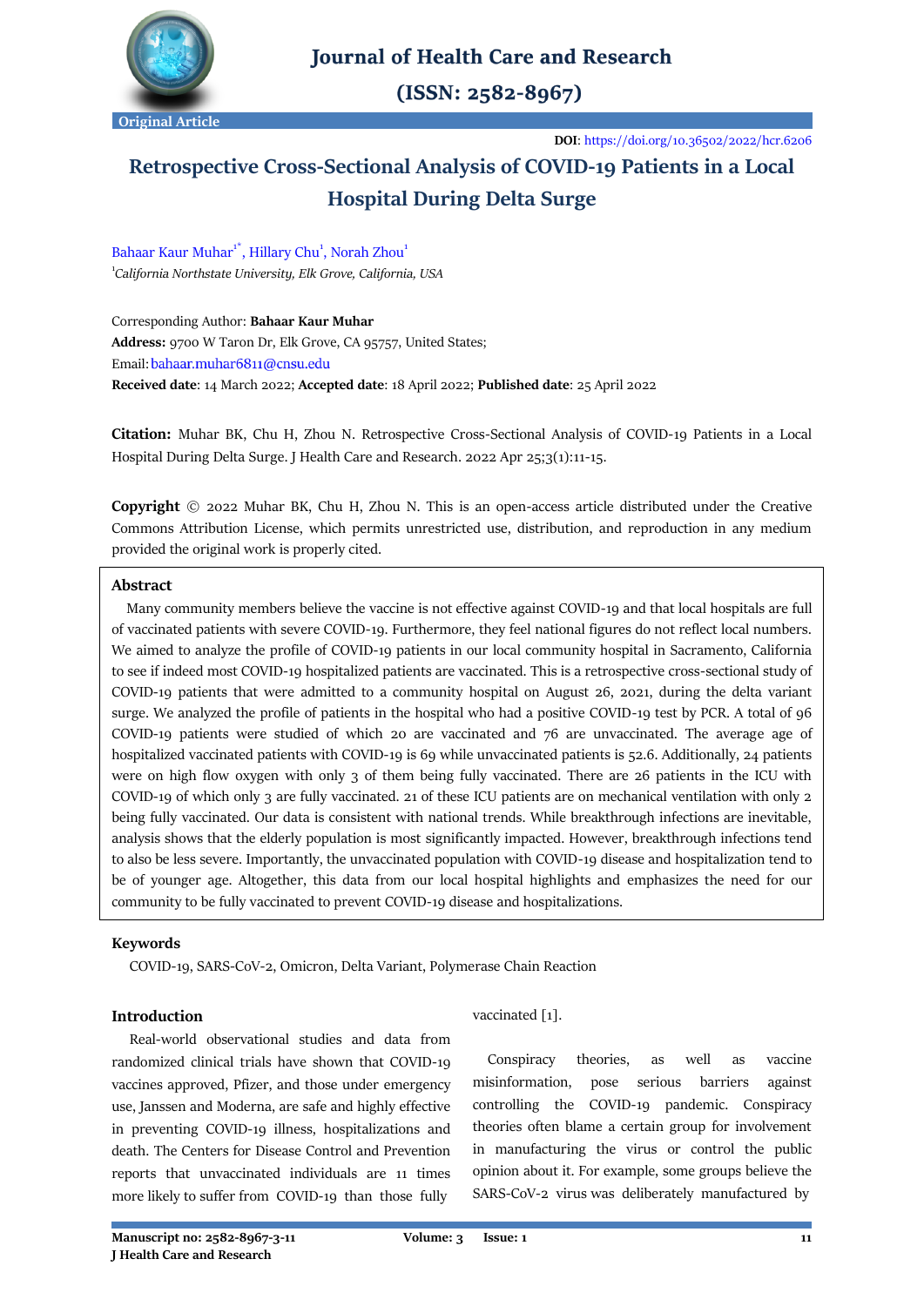Journal of Health Care and Research

(ISSN: 2582-8967)

Original Article

**DOI**: https://doi.org/10.36502/2022/hcr.6206

# Retrospective Cross-Sectional Analysis of COVID-19 Patients in a Local Hospital During Delta Surge

Bahaar Kaur Muhar[1*], Hillary Chu[1], Norah Zhou[1]

[1]*California Northstate University, Elk Grove, California, USA*

Corresponding Author: **Bahaar Kaur Muhar**
**Address:** 9700 W Taron Dr, Elk Grove, CA 95757, United States;
Email: bahaar.muhar6811@cnsu.edu
**Received date**: 14 March 2022; **Accepted date**: 18 April 2022; **Published date**: 25 April 2022

**Citation:** Muhar BK, Chu H, Zhou N. Retrospective Cross-Sectional Analysis of COVID-19 Patients in a Local Hospital During Delta Surge. J Health Care and Research. 2022 Apr 25;3(1):11-15.

**Copyright** © 2022 Muhar BK, Chu H, Zhou N. This is an open-access article distributed under the Creative Commons Attribution License, which permits unrestricted use, distribution, and reproduction in any medium provided the original work is properly cited.

## Abstract

Many community members believe the vaccine is not effective against COVID-19 and that local hospitals are full of vaccinated patients with severe COVID-19. Furthermore, they feel national figures do not reflect local numbers. We aimed to analyze the profile of COVID-19 patients in our local community hospital in Sacramento, California to see if indeed most COVID-19 hospitalized patients are vaccinated. This is a retrospective cross-sectional study of COVID-19 patients that were admitted to a community hospital on August 26, 2021, during the delta variant surge. We analyzed the profile of patients in the hospital who had a positive COVID-19 test by PCR. A total of 96 COVID-19 patients were studied of which 20 are vaccinated and 76 are unvaccinated. The average age of hospitalized vaccinated patients with COVID-19 is 69 while unvaccinated patients is 52.6. Additionally, 24 patients were on high flow oxygen with only 3 of them being fully vaccinated. There are 26 patients in the ICU with COVID-19 of which only 3 are fully vaccinated. 21 of these ICU patients are on mechanical ventilation with only 2 being fully vaccinated. Our data is consistent with national trends. While breakthrough infections are inevitable, analysis shows that the elderly population is most significantly impacted. However, breakthrough infections tend to also be less severe. Importantly, the unvaccinated population with COVID-19 disease and hospitalization tend to be of younger age. Altogether, this data from our local hospital highlights and emphasizes the need for our community to be fully vaccinated to prevent COVID-19 disease and hospitalizations.

## Keywords

COVID-19, SARS-CoV-2, Omicron, Delta Variant, Polymerase Chain Reaction

## Introduction

Real-world observational studies and data from randomized clinical trials have shown that COVID-19 vaccines approved, Pfizer, and those under emergency use, Janssen and Moderna, are safe and highly effective in preventing COVID-19 illness, hospitalizations and death. The Centers for Disease Control and Prevention reports that unvaccinated individuals are 11 times more likely to suffer from COVID-19 than those fully vaccinated [1].

Conspiracy theories, as well as vaccine misinformation, pose serious barriers against controlling the COVID-19 pandemic. Conspiracy theories often blame a certain group for involvement in manufacturing the virus or control the public opinion about it. For example, some groups believe the SARS-CoV-2 virus was deliberately manufactured by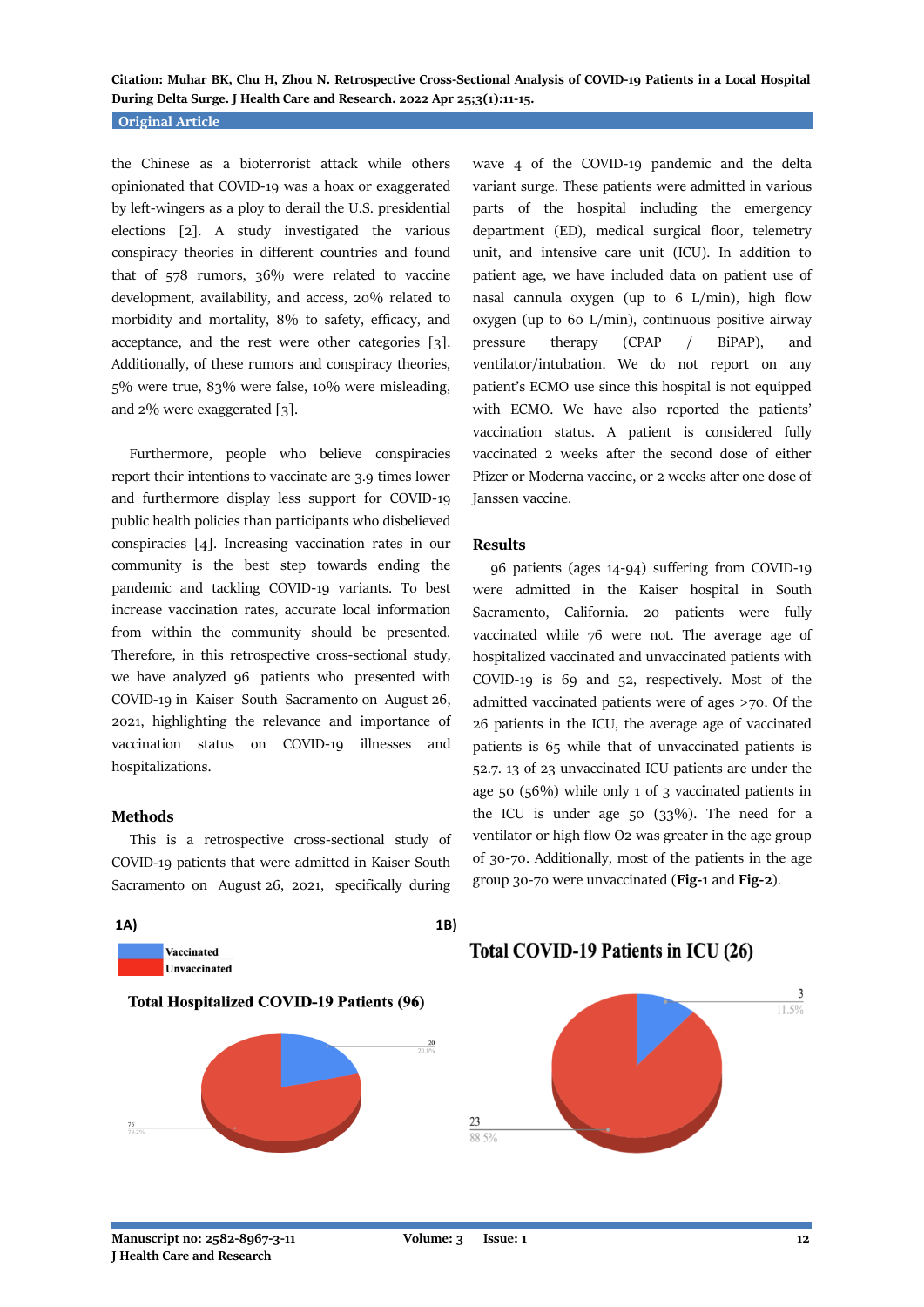the Chinese as a bioterrorist attack while others opinionated that COVID-19 was a hoax or exaggerated by left-wingers as a ploy to derail the U.S. presidential elections [2]. A study investigated the various conspiracy theories in different countries and found that of 578 rumors, 36% were related to vaccine development, availability, and access, 20% related to morbidity and mortality, 8% to safety, efficacy, and acceptance, and the rest were other categories [3]. Additionally, of these rumors and conspiracy theories, 5% were true, 83% were false, 10% were misleading, and 2% were exaggerated [3].

Furthermore, people who believe conspiracies report their intentions to vaccinate are 3.9 times lower and furthermore display less support for COVID-19 public health policies than participants who disbelieved conspiracies [4]. Increasing vaccination rates in our community is the best step towards ending the pandemic and tackling COVID-19 variants. To best increase vaccination rates, accurate local information from within the community should be presented. Therefore, in this retrospective cross-sectional study, we have analyzed 96 patients who presented with COVID-19 in Kaiser South Sacramento on August 26, 2021, highlighting the relevance and importance of vaccination status on COVID-19 illnesses and hospitalizations.

## Methods

This is a retrospective cross-sectional study of COVID-19 patients that were admitted in Kaiser South Sacramento on August 26, 2021, specifically during wave 4 of the COVID-19 pandemic and the delta variant surge. These patients were admitted in various parts of the hospital including the emergency department (ED), medical surgical floor, telemetry unit, and intensive care unit (ICU). In addition to patient age, we have included data on patient use of nasal cannula oxygen (up to 6 L/min), high flow oxygen (up to 60 L/min), continuous positive airway pressure therapy (CPAP / BiPAP), and ventilator/intubation. We do not report on any patient's ECMO use since this hospital is not equipped with ECMO. We have also reported the patients' vaccination status. A patient is considered fully vaccinated 2 weeks after the second dose of either Pfizer or Moderna vaccine, or 2 weeks after one dose of Janssen vaccine.

## Results

96 patients (ages 14-94) suffering from COVID-19 were admitted in the Kaiser hospital in South Sacramento, California. 20 patients were fully vaccinated while 76 were not. The average age of hospitalized vaccinated and unvaccinated patients with COVID-19 is 69 and 52, respectively. Most of the admitted vaccinated patients were of ages >70. Of the 26 patients in the ICU, the average age of vaccinated patients is 65 while that of unvaccinated patients is 52.7. 13 of 23 unvaccinated ICU patients are under the age 50 (56%) while only 1 of 3 vaccinated patients in the ICU is under age 50 (33%). The need for a ventilator or high flow O2 was greater in the age group of 30-70. Additionally, most of the patients in the age group 30-70 were unvaccinated (**Fig-1** and **Fig-2**).

1A)

Vaccinated
Unvaccinated

Total Hospitalized COVID-19 Patients (96)

20 — 20.8%
76 — 79.2%

1B)

Total COVID-19 Patients in ICU (26)

3 — 11.5%
23 — 88.5%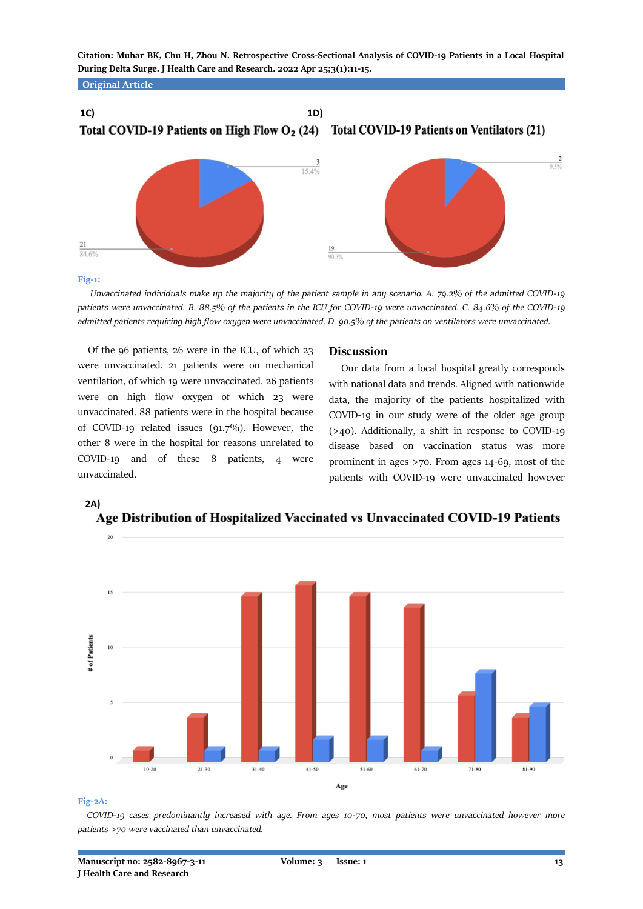**1C)**

**Total COVID-19 Patients on High Flow $O_2$ (24)**

3
15.4%

21
84.6%

**1D)**

**Total COVID-19 Patients on Ventilators (21)**

2
9.5%

19
90.5%

**Fig-1:**

*Unvaccinated individuals make up the majority of the patient sample in any scenario. A. 79.2% of the admitted COVID-19 patients were unvaccinated. B. 88.5% of the patients in the ICU for COVID-19 were unvaccinated. C. 84.6% of the COVID-19 admitted patients requiring high flow oxygen were unvaccinated. D. 90.5% of the patients on ventilators were unvaccinated.*

Of the 96 patients, 26 were in the ICU, of which 23 were unvaccinated. 21 patients were on mechanical ventilation, of which 19 were unvaccinated. 26 patients were on high flow oxygen of which 23 were unvaccinated. 88 patients were in the hospital because of COVID-19 related issues (91.7%). However, the other 8 were in the hospital for reasons unrelated to COVID-19 and of these 8 patients, 4 were unvaccinated.

## Discussion

Our data from a local hospital greatly corresponds with national data and trends. Aligned with nationwide data, the majority of the patients hospitalized with COVID-19 in our study were of the older age group (>40). Additionally, a shift in response to COVID-19 disease based on vaccination status was more prominent in ages >70. From ages 14-69, most of the patients with COVID-19 were unvaccinated however

**2A)**

**Age Distribution of Hospitalized Vaccinated vs Unvaccinated COVID-19 Patients**

| Age | Unvaccinated | Vaccinated |
|---|---|---|
| 10-20 | 1 | 0 |
| 21-30 | 4 | 1 |
| 31-40 | 15 | 1 |
| 41-50 | 16 | 2 |
| 51-60 | 15 | 2 |
| 61-70 | 14 | 1 |
| 71-80 | 6 | 8 |
| 81-90 | 4 | 5 |

**Fig-2A:**

*COVID-19 cases predominantly increased with age. From ages 10-70, most patients were unvaccinated however more patients >70 were vaccinated than unvaccinated.*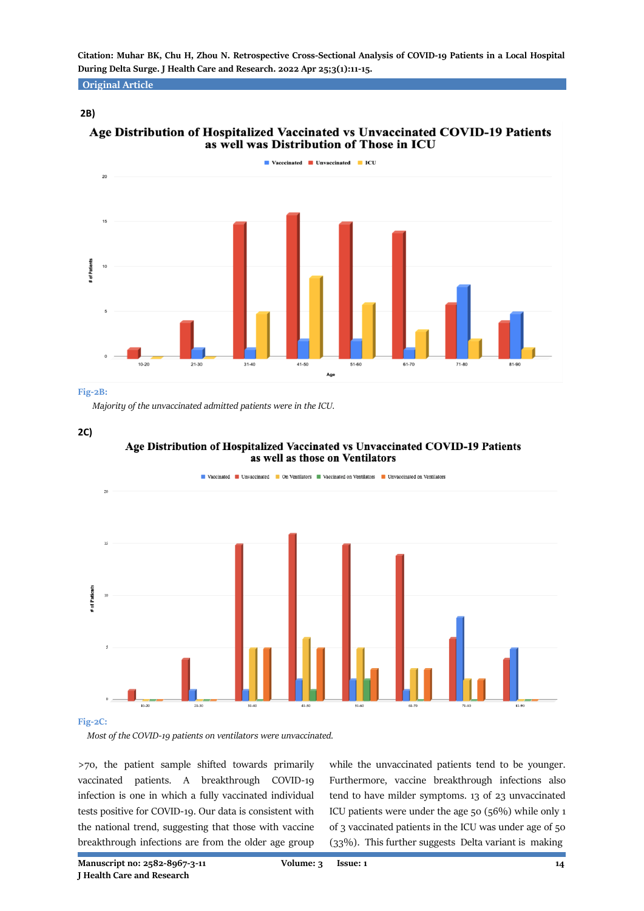**2B)**

**Age Distribution of Hospitalized Vaccinated vs Unvaccinated COVID-19 Patients as well was Distribution of Those in ICU**

**Fig-2B:**

*Majority of the unvaccinated admitted patients were in the ICU.*

**2C)**

**Age Distribution of Hospitalized Vaccinated vs Unvaccinated COVID-19 Patients as well as those on Ventilators**

**Fig-2C:**

*Most of the COVID-19 patients on ventilators were unvaccinated.*

>70, the patient sample shifted towards primarily vaccinated patients. A breakthrough COVID-19 infection is one in which a fully vaccinated individual tests positive for COVID-19. Our data is consistent with the national trend, suggesting that those with vaccine breakthrough infections are from the older age group while the unvaccinated patients tend to be younger. Furthermore, vaccine breakthrough infections also tend to have milder symptoms. 13 of 23 unvaccinated ICU patients were under the age 50 (56%) while only 1 of 3 vaccinated patients in the ICU was under age of 50 (33%). This further suggests Delta variant is making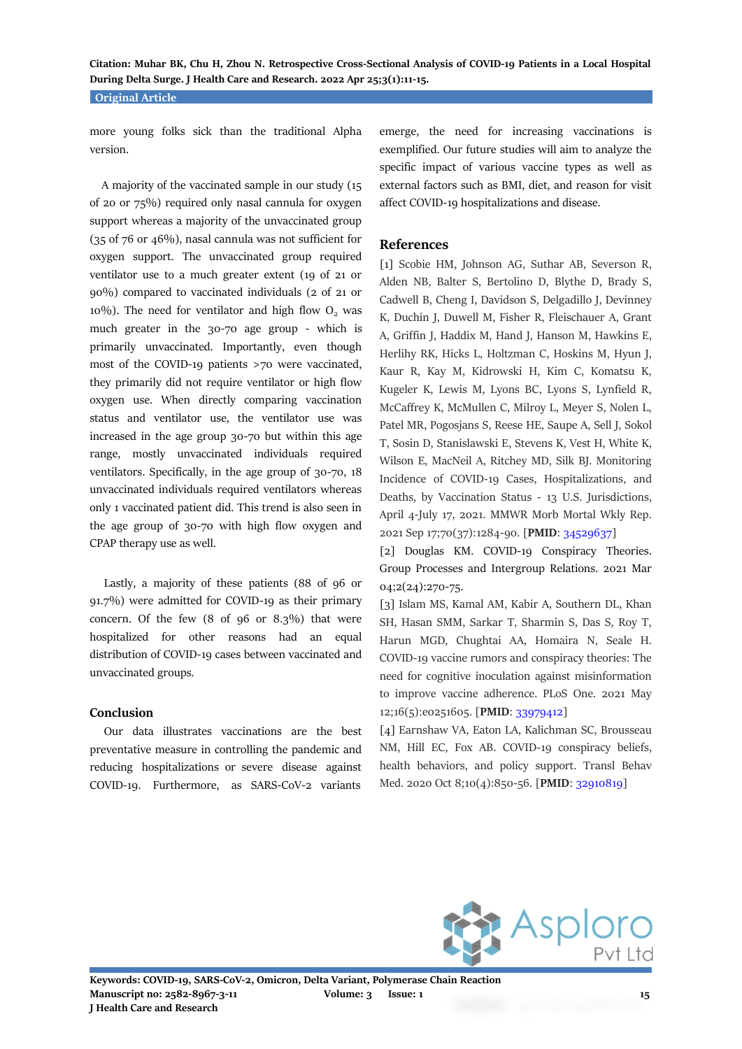more young folks sick than the traditional Alpha version.

A majority of the vaccinated sample in our study (15 of 20 or 75%) required only nasal cannula for oxygen support whereas a majority of the unvaccinated group (35 of 76 or 46%), nasal cannula was not sufficient for oxygen support. The unvaccinated group required ventilator use to a much greater extent (19 of 21 or 90%) compared to vaccinated individuals (2 of 21 or 10%). The need for ventilator and high flow $O_2$ was much greater in the 30-70 age group - which is primarily unvaccinated. Importantly, even though most of the COVID-19 patients >70 were vaccinated, they primarily did not require ventilator or high flow oxygen use. When directly comparing vaccination status and ventilator use, the ventilator use was increased in the age group 30-70 but within this age range, mostly unvaccinated individuals required ventilators. Specifically, in the age group of 30-70, 18 unvaccinated individuals required ventilators whereas only 1 vaccinated patient did. This trend is also seen in the age group of 30-70 with high flow oxygen and CPAP therapy use as well.

Lastly, a majority of these patients (88 of 96 or 91.7%) were admitted for COVID-19 as their primary concern. Of the few (8 of 96 or 8.3%) that were hospitalized for other reasons had an equal distribution of COVID-19 cases between vaccinated and unvaccinated groups.

## Conclusion

Our data illustrates vaccinations are the best preventative measure in controlling the pandemic and reducing hospitalizations or severe disease against COVID-19. Furthermore, as SARS-CoV-2 variants emerge, the need for increasing vaccinations is exemplified. Our future studies will aim to analyze the specific impact of various vaccine types as well as external factors such as BMI, diet, and reason for visit affect COVID-19 hospitalizations and disease.

## References

[1] Scobie HM, Johnson AG, Suthar AB, Severson R, Alden NB, Balter S, Bertolino D, Blythe D, Brady S, Cadwell B, Cheng I, Davidson S, Delgadillo J, Devinney K, Duchin J, Duwell M, Fisher R, Fleischauer A, Grant A, Griffin J, Haddix M, Hand J, Hanson M, Hawkins E, Herlihy RK, Hicks L, Holtzman C, Hoskins M, Hyun J, Kaur R, Kay M, Kidrowski H, Kim C, Komatsu K, Kugeler K, Lewis M, Lyons BC, Lyons S, Lynfield R, McCaffrey K, McMullen C, Milroy L, Meyer S, Nolen L, Patel MR, Pogosjans S, Reese HE, Saupe A, Sell J, Sokol T, Sosin D, Stanislawski E, Stevens K, Vest H, White K, Wilson E, MacNeil A, Ritchey MD, Silk BJ. Monitoring Incidence of COVID-19 Cases, Hospitalizations, and Deaths, by Vaccination Status - 13 U.S. Jurisdictions, April 4-July 17, 2021. MMWR Morb Mortal Wkly Rep. 2021 Sep 17;70(37):1284-90. [**PMID**: 34529637]

[2] Douglas KM. COVID-19 Conspiracy Theories. Group Processes and Intergroup Relations. 2021 Mar 04;2(24):270-75.

[3] Islam MS, Kamal AM, Kabir A, Southern DL, Khan SH, Hasan SMM, Sarkar T, Sharmin S, Das S, Roy T, Harun MGD, Chughtai AA, Homaira N, Seale H. COVID-19 vaccine rumors and conspiracy theories: The need for cognitive inoculation against misinformation to improve vaccine adherence. PLoS One. 2021 May 12;16(5):e0251605. [**PMID**: 33979412]

[4] Earnshaw VA, Eaton LA, Kalichman SC, Brousseau NM, Hill EC, Fox AB. COVID-19 conspiracy beliefs, health behaviors, and policy support. Transl Behav Med. 2020 Oct 8;10(4):850-56. [**PMID**: 32910819]